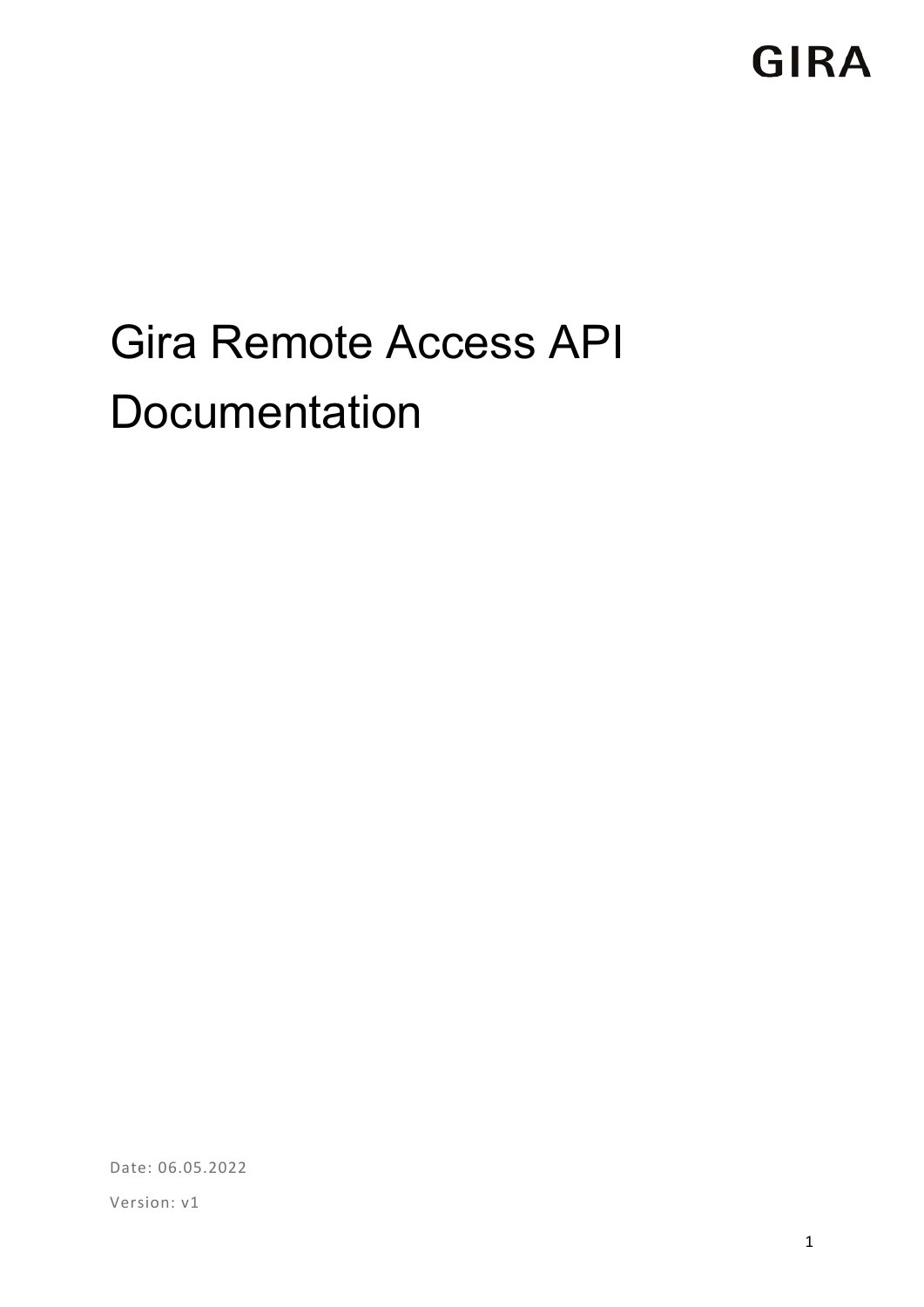GIRA

# Gira Remote Access API Documentation

Date: 06.05.2022

Version: v1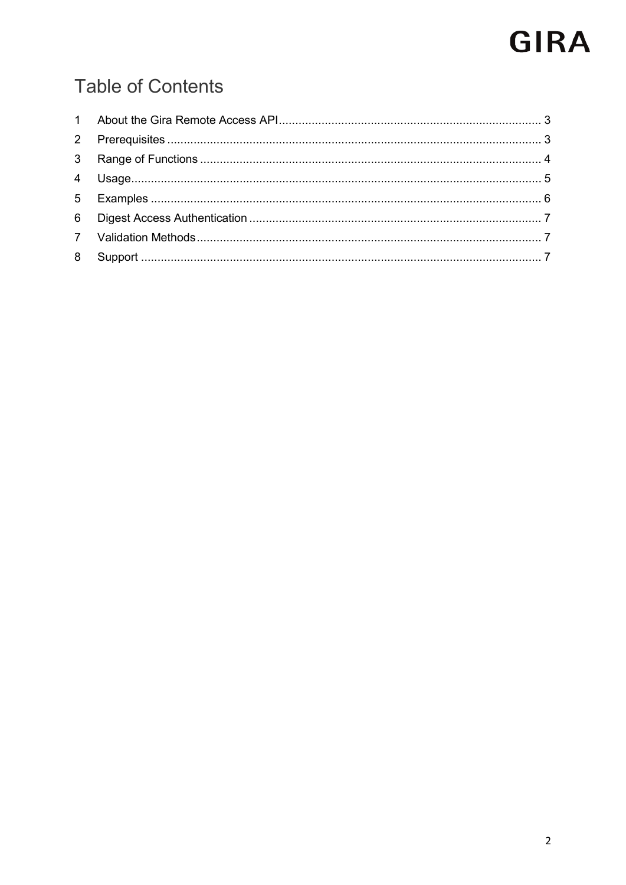# Table of Contents

| | | |
|---|---|---|
| 1 | About the Gira Remote Access API | 3 |
| 2 | Prerequisites | 3 |
| 3 | Range of Functions | 4 |
| 4 | Usage | 5 |
| 5 | Examples | 6 |
| 6 | Digest Access Authentication | 7 |
| 7 | Validation Methods | 7 |
| 8 | Support | 7 |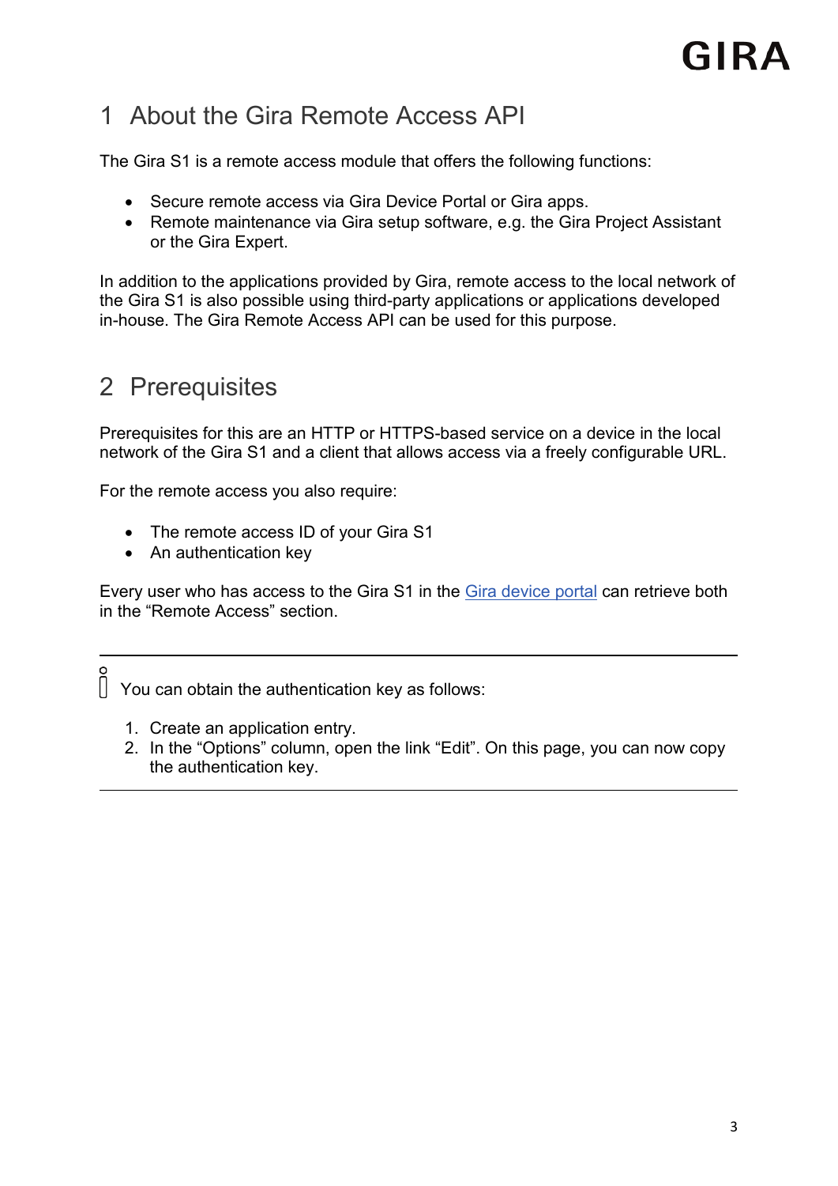# 1 About the Gira Remote Access API

The Gira S1 is a remote access module that offers the following functions:

- Secure remote access via Gira Device Portal or Gira apps.
- Remote maintenance via Gira setup software, e.g. the Gira Project Assistant or the Gira Expert.

In addition to the applications provided by Gira, remote access to the local network of the Gira S1 is also possible using third-party applications or applications developed in-house. The Gira Remote Access API can be used for this purpose.

# 2 Prerequisites

Prerequisites for this are an HTTP or HTTPS-based service on a device in the local network of the Gira S1 and a client that allows access via a freely configurable URL.

For the remote access you also require:

- The remote access ID of your Gira S1
- An authentication key

Every user who has access to the Gira S1 in the Gira device portal can retrieve both in the “Remote Access” section.

---

You can obtain the authentication key as follows:

1. Create an application entry.
2. In the “Options” column, open the link “Edit”. On this page, you can now copy the authentication key.

---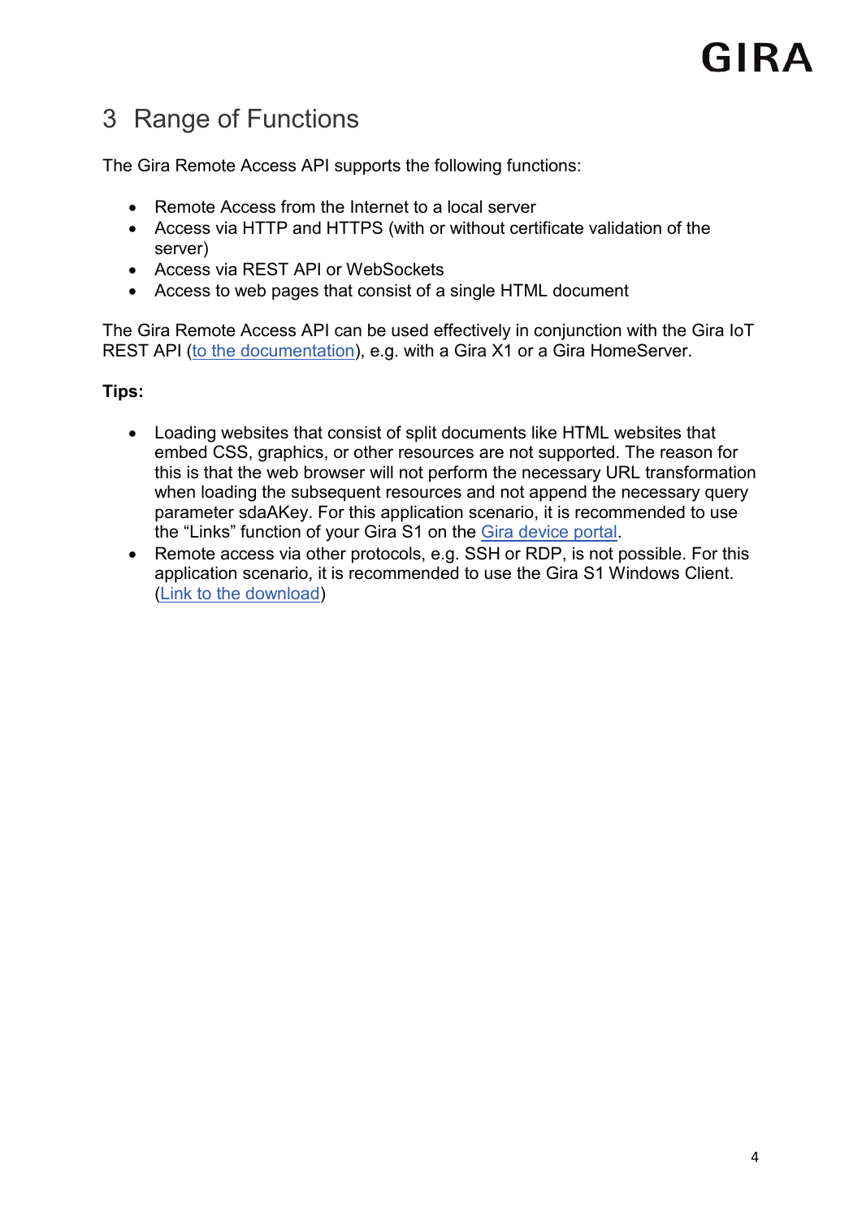# 3 Range of Functions

The Gira Remote Access API supports the following functions:

- Remote Access from the Internet to a local server
- Access via HTTP and HTTPS (with or without certificate validation of the server)
- Access via REST API or WebSockets
- Access to web pages that consist of a single HTML document

The Gira Remote Access API can be used effectively in conjunction with the Gira IoT REST API (to the documentation), e.g. with a Gira X1 or a Gira HomeServer.

**Tips:**

- Loading websites that consist of split documents like HTML websites that embed CSS, graphics, or other resources are not supported. The reason for this is that the web browser will not perform the necessary URL transformation when loading the subsequent resources and not append the necessary query parameter sdaAKey. For this application scenario, it is recommended to use the “Links” function of your Gira S1 on the Gira device portal.
- Remote access via other protocols, e.g. SSH or RDP, is not possible. For this application scenario, it is recommended to use the Gira S1 Windows Client. (Link to the download)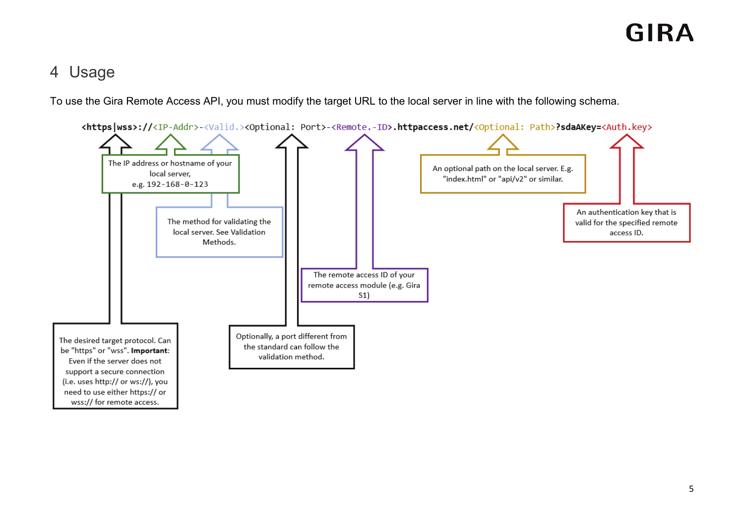# 4 Usage

To use the Gira Remote Access API, you must modify the target URL to the local server in line with the following schema.

```
<https|wss>://<IP-Addr>-<Valid.><Optional: Port>-<Remote.-ID>.httpaccess.net/<Optional: Path>?sdaAKey=<Auth.key>
```

- **<https|wss>**: The desired target protocol. Can be "https" or "wss". **Important**: Even if the server does not support a secure connection (i.e. uses http:// or ws://), you need to use either https:// or wss:// for remote access.
- **<IP-Addr>**: The IP address or hostname of your local server, e.g. 192-168-0-123
- **<Valid.>**: The method for validating the local server. See Validation Methods.
- **<Optional: Port>**: Optionally, a port different from the standard can follow the validation method.
- **<Remote.-ID>**: The remote access ID of your remote access module (e.g. Gira S1)
- **<Optional: Path>**: An optional path on the local server. E.g. "index.html" or "api/v2" or similar.
- **<Auth.key>**: An authentication key that is valid for the specified remote access ID.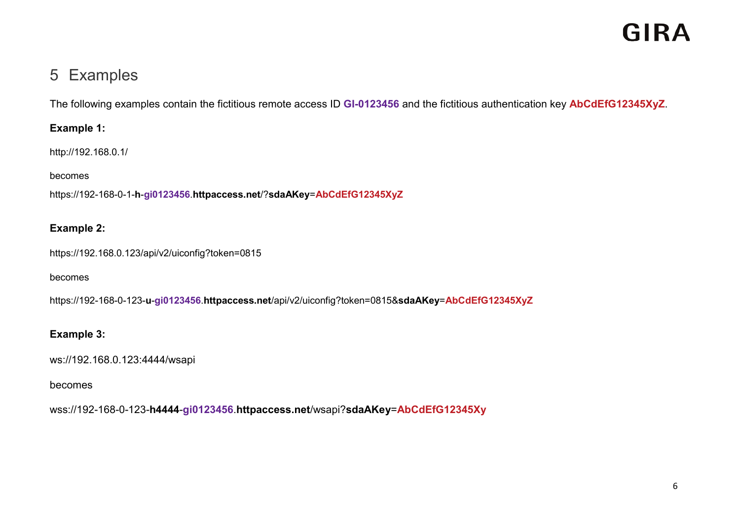## 5 Examples

The following examples contain the fictitious remote access ID **GI-0123456** and the fictitious authentication key **AbCdEfG12345XyZ**.

**Example 1:**

http://192.168.0.1/

becomes

https://192-168-0-1-**h**-**gi0123456**.**httpaccess.net**/?**sdaAKey**=**AbCdEfG12345XyZ**

**Example 2:**

https://192.168.0.123/api/v2/uiconfig?token=0815

becomes

https://192-168-0-123-**u**-**gi0123456**.**httpaccess.net**/api/v2/uiconfig?token=0815&**sdaAKey**=**AbCdEfG12345XyZ**

**Example 3:**

ws://192.168.0.123:4444/wsapi

becomes

wss://192-168-0-123-**h4444**-**gi0123456**.**httpaccess.net**/wsapi?**sdaAKey**=**AbCdEfG12345Xy**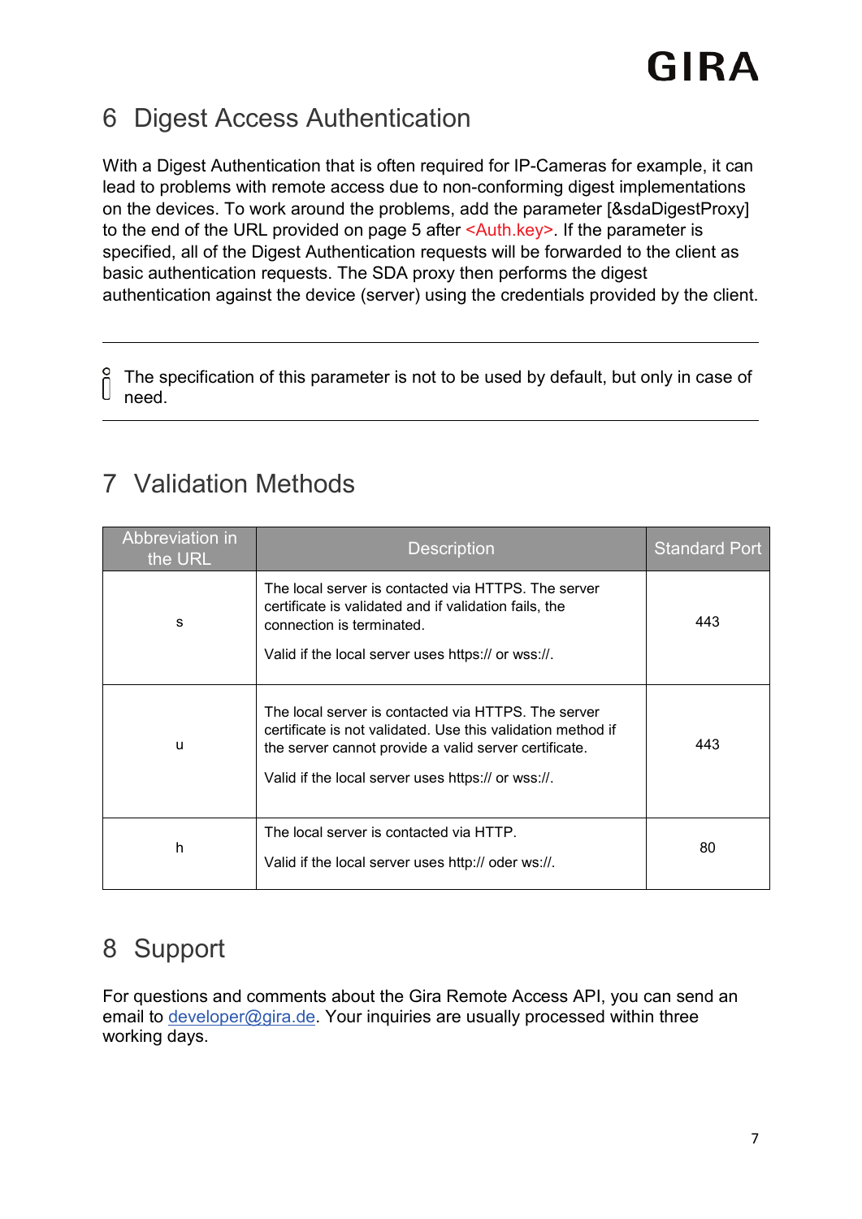# 6 Digest Access Authentication

With a Digest Authentication that is often required for IP-Cameras for example, it can lead to problems with remote access due to non-conforming digest implementations on the devices. To work around the problems, add the parameter [&sdaDigestProxy] to the end of the URL provided on page 5 after <Auth.key>. If the parameter is specified, all of the Digest Authentication requests will be forwarded to the client as basic authentication requests. The SDA proxy then performs the digest authentication against the device (server) using the credentials provided by the client.

---

The specification of this parameter is not to be used by default, but only in case of need.

---

# 7 Validation Methods

| Abbreviation in the URL | Description | Standard Port |
|---|---|---|
| s | The local server is contacted via HTTPS. The server certificate is validated and if validation fails, the connection is terminated.<br><br>Valid if the local server uses https:// or wss://. | 443 |
| u | The local server is contacted via HTTPS. The server certificate is not validated. Use this validation method if the server cannot provide a valid server certificate.<br><br>Valid if the local server uses https:// or wss://. | 443 |
| h | The local server is contacted via HTTP.<br><br>Valid if the local server uses http:// oder ws://. | 80 |

# 8 Support

For questions and comments about the Gira Remote Access API, you can send an email to developer@gira.de. Your inquiries are usually processed within three working days.